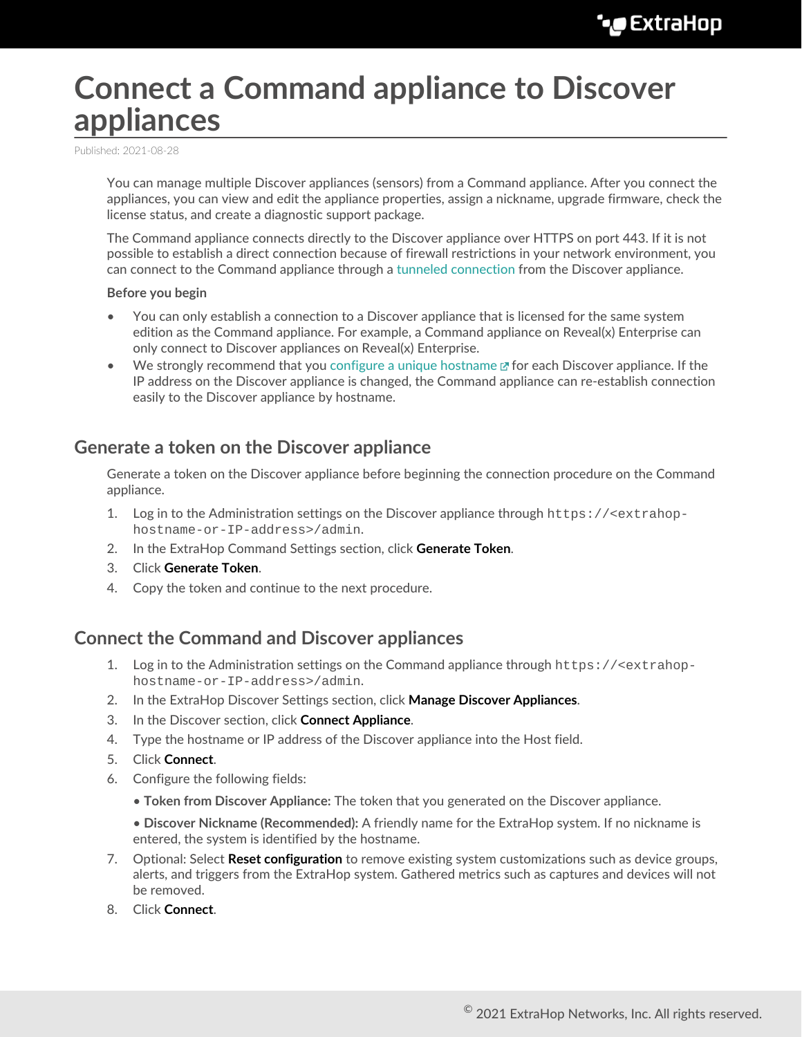# Connect a Command appliance to Discover appliances

Published: 2021-08-28

You can manage multiple Discover appliances (sensors) from a Command appliance. After you connect the appliances, you can view and edit the appliance properties, assign a nickname, upgrade firmware, check the license status, and create a diagnostic support package.

The Command appliance connects directly to the Discover appliance over HTTPS on port 443. If it is not possible to establish a direct connection because of firewall restrictions in your network environment, you can connect to the Command appliance through a tunneled connection from the Discover appliance.

**Before you begin**

- You can only establish a connection to a Discover appliance that is licensed for the same system edition as the Command appliance. For example, a Command appliance on Reveal(x) Enterprise can only connect to Discover appliances on Reveal(x) Enterprise.
- We strongly recommend that you configure a unique hostname for each Discover appliance. If the IP address on the Discover appliance is changed, the Command appliance can re-establish connection easily to the Discover appliance by hostname.

## Generate a token on the Discover appliance

Generate a token on the Discover appliance before beginning the connection procedure on the Command appliance.

1. Log in to the Administration settings on the Discover appliance through `https://<extrahop-hostname-or-IP-address>/admin`.
2. In the ExtraHop Command Settings section, click **Generate Token**.
3. Click **Generate Token**.
4. Copy the token and continue to the next procedure.

## Connect the Command and Discover appliances

1. Log in to the Administration settings on the Command appliance through `https://<extrahop-hostname-or-IP-address>/admin`.
2. In the ExtraHop Discover Settings section, click **Manage Discover Appliances**.
3. In the Discover section, click **Connect Appliance**.
4. Type the hostname or IP address of the Discover appliance into the Host field.
5. Click **Connect**.
6. Configure the following fields:
   - **Token from Discover Appliance:** The token that you generated on the Discover appliance.
   - **Discover Nickname (Recommended):** A friendly name for the ExtraHop system. If no nickname is entered, the system is identified by the hostname.
7. Optional: Select **Reset configuration** to remove existing system customizations such as device groups, alerts, and triggers from the ExtraHop system. Gathered metrics such as captures and devices will not be removed.
8. Click **Connect**.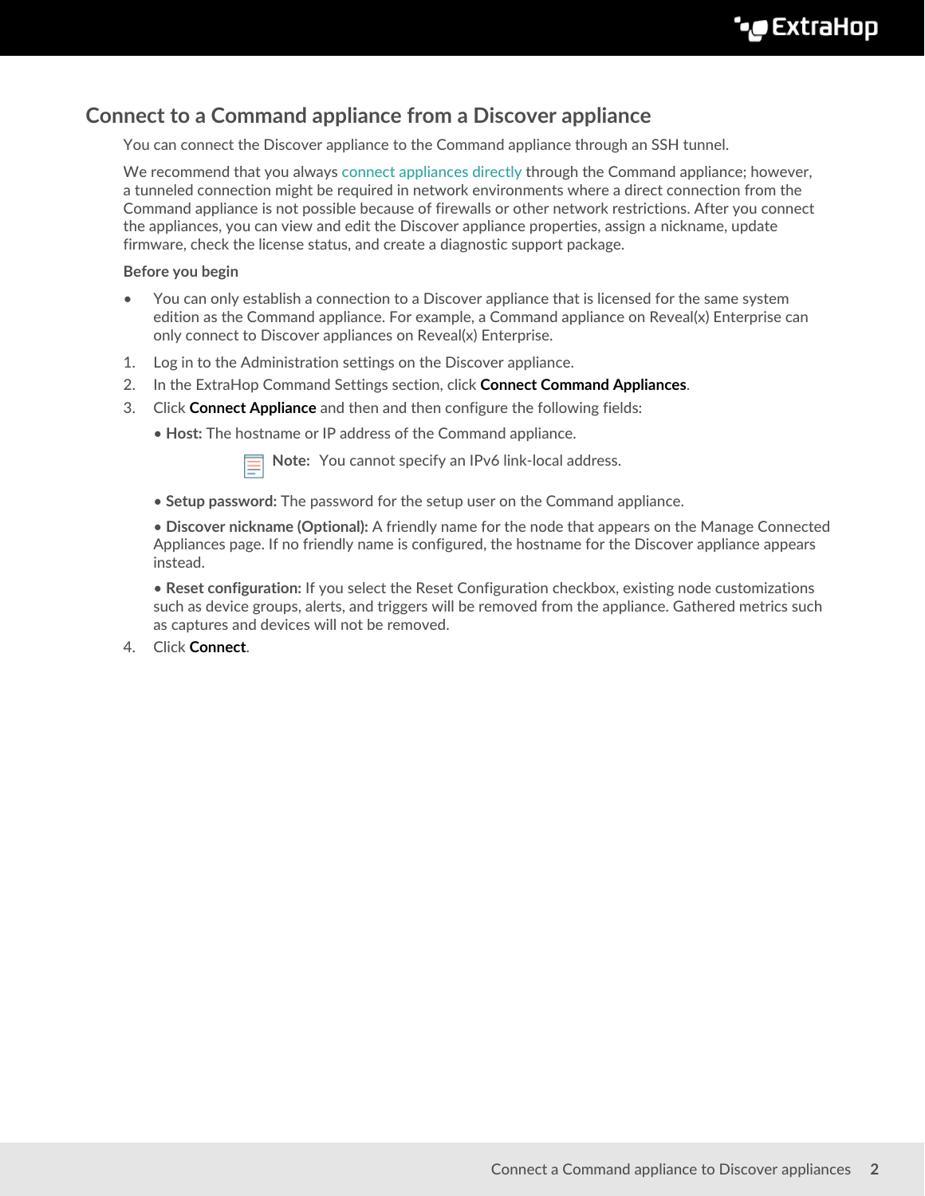## Connect to a Command appliance from a Discover appliance

You can connect the Discover appliance to the Command appliance through an SSH tunnel.

We recommend that you always connect appliances directly through the Command appliance; however, a tunneled connection might be required in network environments where a direct connection from the Command appliance is not possible because of firewalls or other network restrictions. After you connect the appliances, you can view and edit the Discover appliance properties, assign a nickname, update firmware, check the license status, and create a diagnostic support package.

**Before you begin**

- You can only establish a connection to a Discover appliance that is licensed for the same system edition as the Command appliance. For example, a Command appliance on Reveal(x) Enterprise can only connect to Discover appliances on Reveal(x) Enterprise.

1. Log in to the Administration settings on the Discover appliance.
2. In the ExtraHop Command Settings section, click **Connect Command Appliances**.
3. Click **Connect Appliance** and then and then configure the following fields:

   • **Host:** The hostname or IP address of the Command appliance.

   > **Note:** You cannot specify an IPv6 link-local address.

   • **Setup password:** The password for the setup user on the Command appliance.

   • **Discover nickname (Optional):** A friendly name for the node that appears on the Manage Connected Appliances page. If no friendly name is configured, the hostname for the Discover appliance appears instead.

   • **Reset configuration:** If you select the Reset Configuration checkbox, existing node customizations such as device groups, alerts, and triggers will be removed from the appliance. Gathered metrics such as captures and devices will not be removed.
4. Click **Connect**.